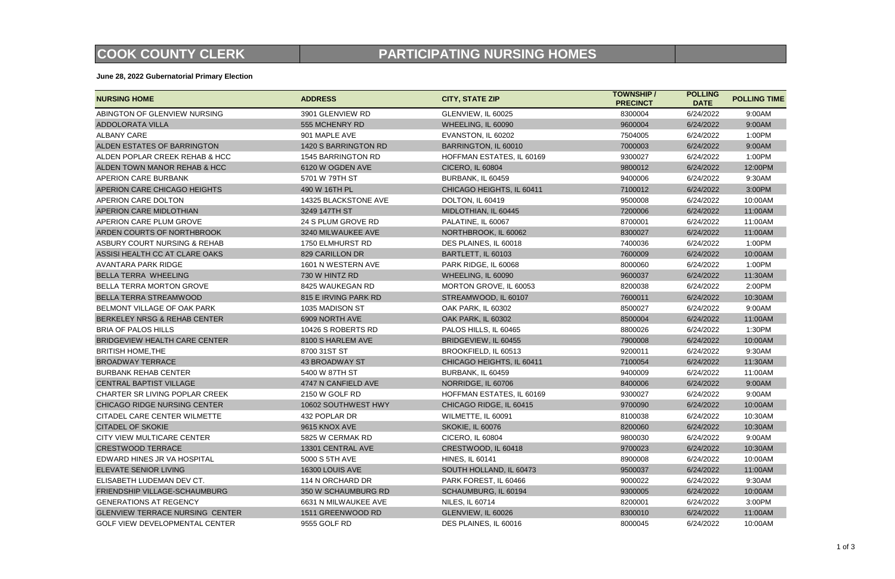# COOK COUNTY CLERK — PARTICIPATING NURSING HOMES

**June 28, 2022 Gubernatorial Primary Election**

| NURSING HOME | ADDRESS | CITY, STATE ZIP | TOWNSHIP / PRECINCT | POLLING DATE | POLLING TIME |
|---|---|---|---|---|---|
| ABINGTON OF GLENVIEW NURSING | 3901 GLENVIEW RD | GLENVIEW, IL 60025 | 8300004 | 6/24/2022 | 9:00AM |
| ADDOLORATA VILLA | 555 MCHENRY RD | WHEELING, IL 60090 | 9600004 | 6/24/2022 | 9:00AM |
| ALBANY CARE | 901 MAPLE AVE | EVANSTON, IL 60202 | 7504005 | 6/24/2022 | 1:00PM |
| ALDEN ESTATES OF BARRINGTON | 1420 S BARRINGTON RD | BARRINGTON, IL 60010 | 7000003 | 6/24/2022 | 9:00AM |
| ALDEN POPLAR CREEK REHAB & HCC | 1545 BARRINGTON RD | HOFFMAN ESTATES, IL 60169 | 9300027 | 6/24/2022 | 1:00PM |
| ALDEN TOWN MANOR REHAB & HCC | 6120 W OGDEN AVE | CICERO, IL 60804 | 9800012 | 6/24/2022 | 12:00PM |
| APERION CARE BURBANK | 5701 W 79TH ST | BURBANK, IL 60459 | 9400006 | 6/24/2022 | 9:30AM |
| APERION CARE CHICAGO HEIGHTS | 490 W 16TH PL | CHICAGO HEIGHTS, IL 60411 | 7100012 | 6/24/2022 | 3:00PM |
| APERION CARE DOLTON | 14325 BLACKSTONE AVE | DOLTON, IL 60419 | 9500008 | 6/24/2022 | 10:00AM |
| APERION CARE MIDLOTHIAN | 3249 147TH ST | MIDLOTHIAN, IL 60445 | 7200006 | 6/24/2022 | 11:00AM |
| APERION CARE PLUM GROVE | 24 S PLUM GROVE RD | PALATINE, IL 60067 | 8700001 | 6/24/2022 | 11:00AM |
| ARDEN COURTS OF NORTHBROOK | 3240 MILWAUKEE AVE | NORTHBROOK, IL 60062 | 8300027 | 6/24/2022 | 11:00AM |
| ASBURY COURT NURSING & REHAB | 1750 ELMHURST RD | DES PLAINES, IL 60018 | 7400036 | 6/24/2022 | 1:00PM |
| ASSISI HEALTH CC AT CLARE OAKS | 829 CARILLON DR | BARTLETT, IL 60103 | 7600009 | 6/24/2022 | 10:00AM |
| AVANTARA PARK RIDGE | 1601 N WESTERN AVE | PARK RIDGE, IL 60068 | 8000060 | 6/24/2022 | 1:00PM |
| BELLA TERRA WHEELING | 730 W HINTZ RD | WHEELING, IL 60090 | 9600037 | 6/24/2022 | 11:30AM |
| BELLA TERRA MORTON GROVE | 8425 WAUKEGAN RD | MORTON GROVE, IL 60053 | 8200038 | 6/24/2022 | 2:00PM |
| BELLA TERRA STREAMWOOD | 815 E IRVING PARK RD | STREAMWOOD, IL 60107 | 7600011 | 6/24/2022 | 10:30AM |
| BELMONT VILLAGE OF OAK PARK | 1035 MADISON ST | OAK PARK, IL 60302 | 8500027 | 6/24/2022 | 9:00AM |
| BERKELEY NRSG & REHAB CENTER | 6909 NORTH AVE | OAK PARK, IL 60302 | 8500004 | 6/24/2022 | 11:00AM |
| BRIA OF PALOS HILLS | 10426 S ROBERTS RD | PALOS HILLS, IL 60465 | 8800026 | 6/24/2022 | 1:30PM |
| BRIDGEVIEW HEALTH CARE CENTER | 8100 S HARLEM AVE | BRIDGEVIEW, IL 60455 | 7900008 | 6/24/2022 | 10:00AM |
| BRITISH HOME,THE | 8700 31ST ST | BROOKFIELD, IL 60513 | 9200011 | 6/24/2022 | 9:30AM |
| BROADWAY TERRACE | 43 BROADWAY ST | CHICAGO HEIGHTS, IL 60411 | 7100054 | 6/24/2022 | 11:30AM |
| BURBANK REHAB CENTER | 5400 W 87TH ST | BURBANK, IL 60459 | 9400009 | 6/24/2022 | 11:00AM |
| CENTRAL BAPTIST VILLAGE | 4747 N CANFIELD AVE | NORRIDGE, IL 60706 | 8400006 | 6/24/2022 | 9:00AM |
| CHARTER SR LIVING POPLAR CREEK | 2150 W GOLF RD | HOFFMAN ESTATES, IL 60169 | 9300027 | 6/24/2022 | 9:00AM |
| CHICAGO RIDGE NURSING CENTER | 10602 SOUTHWEST HWY | CHICAGO RIDGE, IL 60415 | 9700090 | 6/24/2022 | 10:00AM |
| CITADEL CARE CENTER WILMETTE | 432 POPLAR DR | WILMETTE, IL 60091 | 8100038 | 6/24/2022 | 10:30AM |
| CITADEL OF SKOKIE | 9615 KNOX AVE | SKOKIE, IL 60076 | 8200060 | 6/24/2022 | 10:30AM |
| CITY VIEW MULTICARE CENTER | 5825 W CERMAK RD | CICERO, IL 60804 | 9800030 | 6/24/2022 | 9:00AM |
| CRESTWOOD TERRACE | 13301 CENTRAL AVE | CRESTWOOD, IL 60418 | 9700023 | 6/24/2022 | 10:30AM |
| EDWARD HINES JR VA HOSPITAL | 5000 S 5TH AVE | HINES, IL 60141 | 8900008 | 6/24/2022 | 10:00AM |
| ELEVATE SENIOR LIVING | 16300 LOUIS AVE | SOUTH HOLLAND, IL 60473 | 9500037 | 6/24/2022 | 11:00AM |
| ELISABETH LUDEMAN DEV CT. | 114 N ORCHARD DR | PARK FOREST, IL 60466 | 9000022 | 6/24/2022 | 9:30AM |
| FRIENDSHIP VILLAGE-SCHAUMBURG | 350 W SCHAUMBURG RD | SCHAUMBURG, IL 60194 | 9300005 | 6/24/2022 | 10:00AM |
| GENERATIONS AT REGENCY | 6631 N MILWAUKEE AVE | NILES, IL 60714 | 8200001 | 6/24/2022 | 3:00PM |
| GLENVIEW TERRACE NURSING CENTER | 1511 GREENWOOD RD | GLENVIEW, IL 60026 | 8300010 | 6/24/2022 | 11:00AM |
| GOLF VIEW DEVELOPMENTAL CENTER | 9555 GOLF RD | DES PLAINES, IL 60016 | 8000045 | 6/24/2022 | 10:00AM |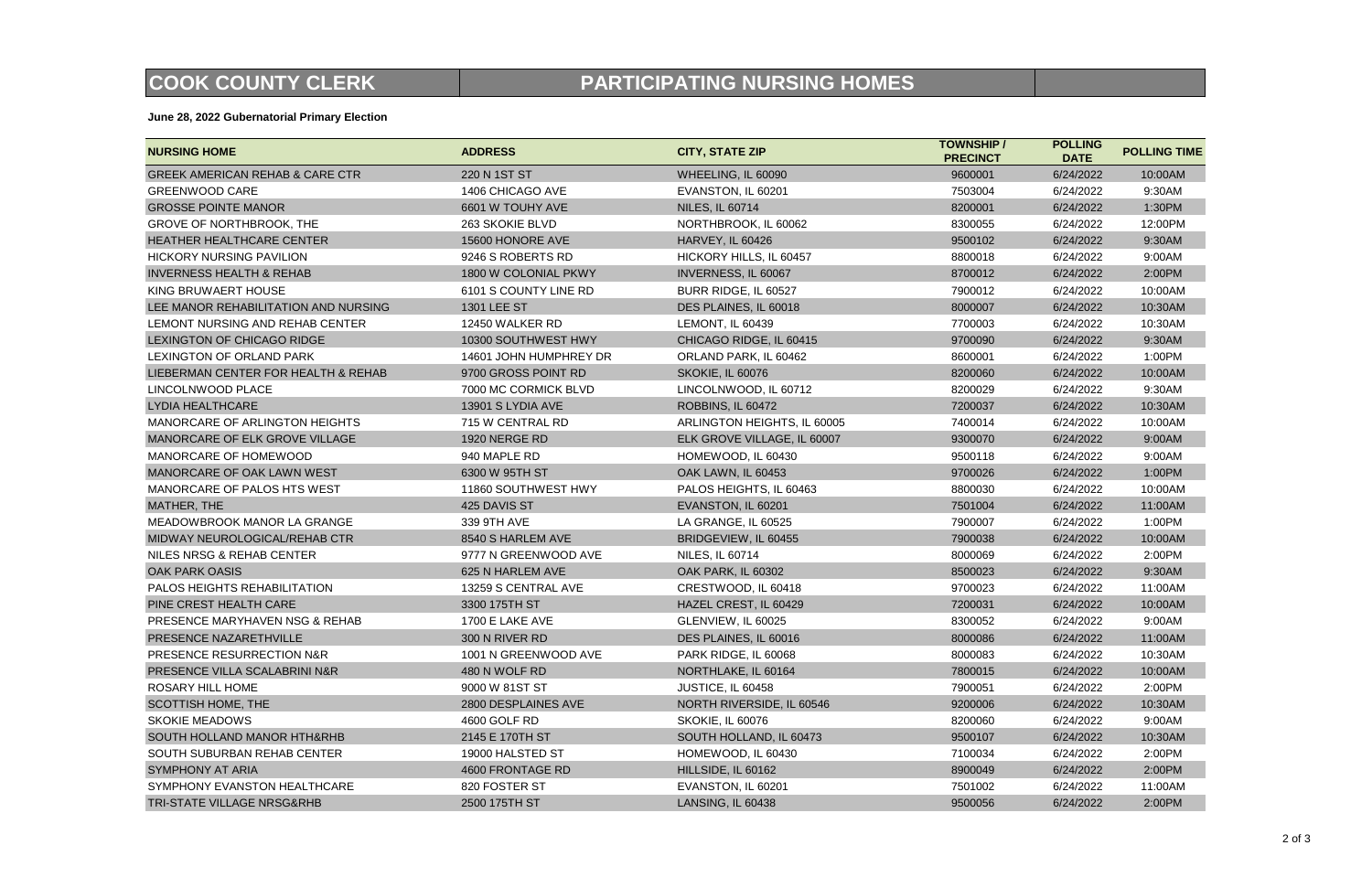# COOK COUNTY CLERK — PARTICIPATING NURSING HOMES

**June 28, 2022 Gubernatorial Primary Election**

| NURSING HOME | ADDRESS | CITY, STATE ZIP | TOWNSHIP / PRECINCT | POLLING DATE | POLLING TIME |
|---|---|---|---|---|---|
| GREEK AMERICAN REHAB & CARE CTR | 220 N 1ST ST | WHEELING, IL 60090 | 9600001 | 6/24/2022 | 10:00AM |
| GREENWOOD CARE | 1406 CHICAGO AVE | EVANSTON, IL 60201 | 7503004 | 6/24/2022 | 9:30AM |
| GROSSE POINTE MANOR | 6601 W TOUHY AVE | NILES, IL 60714 | 8200001 | 6/24/2022 | 1:30PM |
| GROVE OF NORTHBROOK, THE | 263 SKOKIE BLVD | NORTHBROOK, IL 60062 | 8300055 | 6/24/2022 | 12:00PM |
| HEATHER HEALTHCARE CENTER | 15600 HONORE AVE | HARVEY, IL 60426 | 9500102 | 6/24/2022 | 9:30AM |
| HICKORY NURSING PAVILION | 9246 S ROBERTS RD | HICKORY HILLS, IL 60457 | 8800018 | 6/24/2022 | 9:00AM |
| INVERNESS HEALTH & REHAB | 1800 W COLONIAL PKWY | INVERNESS, IL 60067 | 8700012 | 6/24/2022 | 2:00PM |
| KING BRUWAERT HOUSE | 6101 S COUNTY LINE RD | BURR RIDGE, IL 60527 | 7900012 | 6/24/2022 | 10:00AM |
| LEE MANOR REHABILITATION AND NURSING | 1301 LEE ST | DES PLAINES, IL 60018 | 8000007 | 6/24/2022 | 10:30AM |
| LEMONT NURSING AND REHAB CENTER | 12450 WALKER RD | LEMONT, IL 60439 | 7700003 | 6/24/2022 | 10:30AM |
| LEXINGTON OF CHICAGO RIDGE | 10300 SOUTHWEST HWY | CHICAGO RIDGE, IL 60415 | 9700090 | 6/24/2022 | 9:30AM |
| LEXINGTON OF ORLAND PARK | 14601 JOHN HUMPHREY DR | ORLAND PARK, IL 60462 | 8600001 | 6/24/2022 | 1:00PM |
| LIEBERMAN CENTER FOR HEALTH & REHAB | 9700 GROSS POINT RD | SKOKIE, IL 60076 | 8200060 | 6/24/2022 | 10:00AM |
| LINCOLNWOOD PLACE | 7000 MC CORMICK BLVD | LINCOLNWOOD, IL 60712 | 8200029 | 6/24/2022 | 9:30AM |
| LYDIA HEALTHCARE | 13901 S LYDIA AVE | ROBBINS, IL 60472 | 7200037 | 6/24/2022 | 10:30AM |
| MANORCARE OF ARLINGTON HEIGHTS | 715 W CENTRAL RD | ARLINGTON HEIGHTS, IL 60005 | 7400014 | 6/24/2022 | 10:00AM |
| MANORCARE OF ELK GROVE VILLAGE | 1920 NERGE RD | ELK GROVE VILLAGE, IL 60007 | 9300070 | 6/24/2022 | 9:00AM |
| MANORCARE OF HOMEWOOD | 940 MAPLE RD | HOMEWOOD, IL 60430 | 9500118 | 6/24/2022 | 9:00AM |
| MANORCARE OF OAK LAWN WEST | 6300 W 95TH ST | OAK LAWN, IL 60453 | 9700026 | 6/24/2022 | 1:00PM |
| MANORCARE OF PALOS HTS WEST | 11860 SOUTHWEST HWY | PALOS HEIGHTS, IL 60463 | 8800030 | 6/24/2022 | 10:00AM |
| MATHER, THE | 425 DAVIS ST | EVANSTON, IL 60201 | 7501004 | 6/24/2022 | 11:00AM |
| MEADOWBROOK MANOR LA GRANGE | 339 9TH AVE | LA GRANGE, IL 60525 | 7900007 | 6/24/2022 | 1:00PM |
| MIDWAY NEUROLOGICAL/REHAB CTR | 8540 S HARLEM AVE | BRIDGEVIEW, IL 60455 | 7900038 | 6/24/2022 | 10:00AM |
| NILES NRSG & REHAB CENTER | 9777 N GREENWOOD AVE | NILES, IL 60714 | 8000069 | 6/24/2022 | 2:00PM |
| OAK PARK OASIS | 625 N HARLEM AVE | OAK PARK, IL 60302 | 8500023 | 6/24/2022 | 9:30AM |
| PALOS HEIGHTS REHABILITATION | 13259 S CENTRAL AVE | CRESTWOOD, IL 60418 | 9700023 | 6/24/2022 | 11:00AM |
| PINE CREST HEALTH CARE | 3300 175TH ST | HAZEL CREST, IL 60429 | 7200031 | 6/24/2022 | 10:00AM |
| PRESENCE MARYHAVEN NSG & REHAB | 1700 E LAKE AVE | GLENVIEW, IL 60025 | 8300052 | 6/24/2022 | 9:00AM |
| PRESENCE NAZARETHVILLE | 300 N RIVER RD | DES PLAINES, IL 60016 | 8000086 | 6/24/2022 | 11:00AM |
| PRESENCE RESURRECTION N&R | 1001 N GREENWOOD AVE | PARK RIDGE, IL 60068 | 8000083 | 6/24/2022 | 10:30AM |
| PRESENCE VILLA SCALABRINI N&R | 480 N WOLF RD | NORTHLAKE, IL 60164 | 7800015 | 6/24/2022 | 10:00AM |
| ROSARY HILL HOME | 9000 W 81ST ST | JUSTICE, IL 60458 | 7900051 | 6/24/2022 | 2:00PM |
| SCOTTISH HOME, THE | 2800 DESPLAINES AVE | NORTH RIVERSIDE, IL 60546 | 9200006 | 6/24/2022 | 10:30AM |
| SKOKIE MEADOWS | 4600 GOLF RD | SKOKIE, IL 60076 | 8200060 | 6/24/2022 | 9:00AM |
| SOUTH HOLLAND MANOR HTH&RHB | 2145 E 170TH ST | SOUTH HOLLAND, IL 60473 | 9500107 | 6/24/2022 | 10:30AM |
| SOUTH SUBURBAN REHAB CENTER | 19000 HALSTED ST | HOMEWOOD, IL 60430 | 7100034 | 6/24/2022 | 2:00PM |
| SYMPHONY AT ARIA | 4600 FRONTAGE RD | HILLSIDE, IL 60162 | 8900049 | 6/24/2022 | 2:00PM |
| SYMPHONY EVANSTON HEALTHCARE | 820 FOSTER ST | EVANSTON, IL 60201 | 7501002 | 6/24/2022 | 11:00AM |
| TRI-STATE VILLAGE NRSG&RHB | 2500 175TH ST | LANSING, IL 60438 | 9500056 | 6/24/2022 | 2:00PM |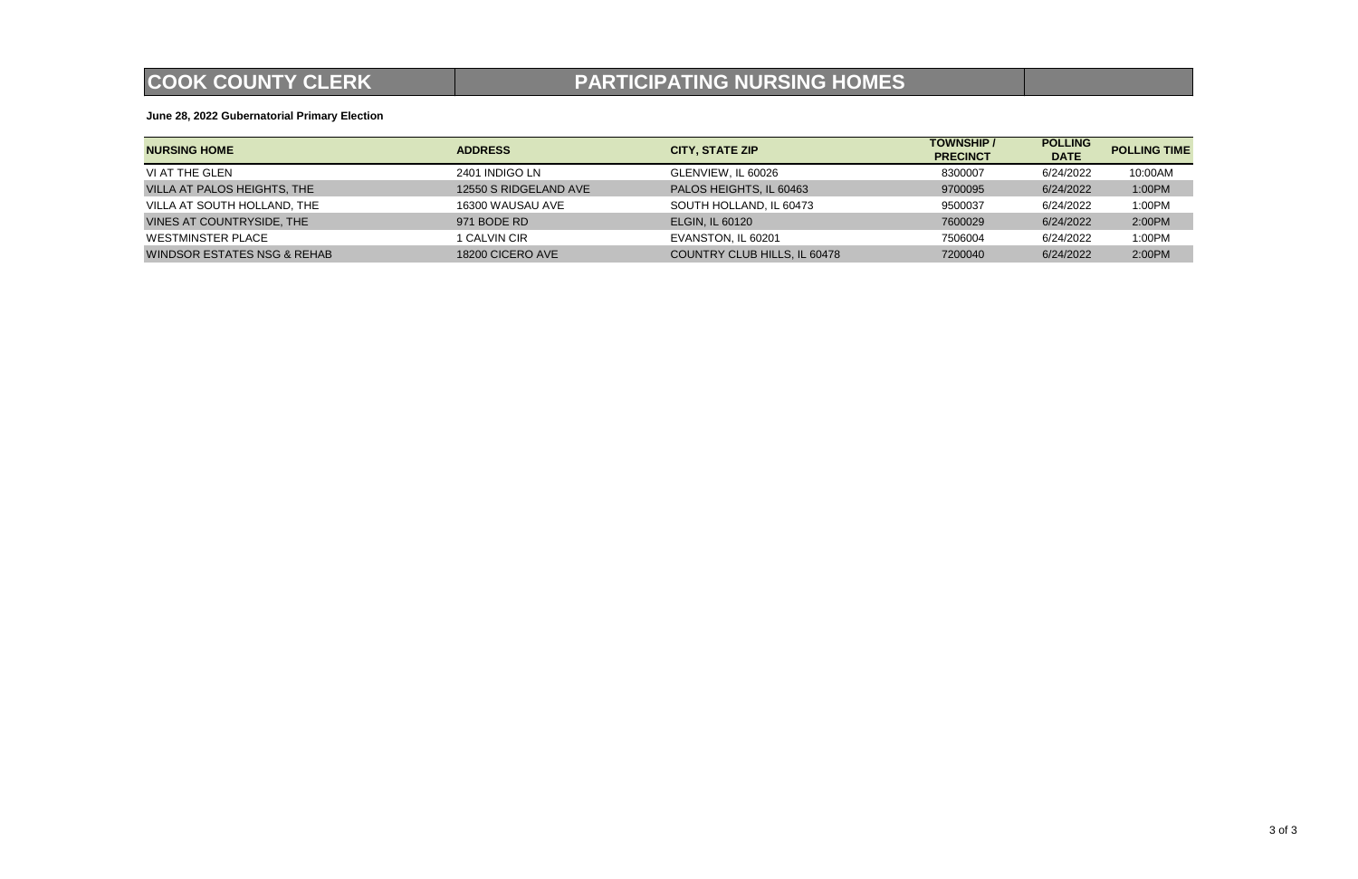# COOK COUNTY CLERK — PARTICIPATING NURSING HOMES

**June 28, 2022 Gubernatorial Primary Election**

| NURSING HOME | ADDRESS | CITY, STATE ZIP | TOWNSHIP / PRECINCT | POLLING DATE | POLLING TIME |
|---|---|---|---|---|---|
| VI AT THE GLEN | 2401 INDIGO LN | GLENVIEW, IL 60026 | 8300007 | 6/24/2022 | 10:00AM |
| VILLA AT PALOS HEIGHTS, THE | 12550 S RIDGELAND AVE | PALOS HEIGHTS, IL 60463 | 9700095 | 6/24/2022 | 1:00PM |
| VILLA AT SOUTH HOLLAND, THE | 16300 WAUSAU AVE | SOUTH HOLLAND, IL 60473 | 9500037 | 6/24/2022 | 1:00PM |
| VINES AT COUNTRYSIDE, THE | 971 BODE RD | ELGIN, IL 60120 | 7600029 | 6/24/2022 | 2:00PM |
| WESTMINSTER PLACE | 1 CALVIN CIR | EVANSTON, IL 60201 | 7506004 | 6/24/2022 | 1:00PM |
| WINDSOR ESTATES NSG & REHAB | 18200 CICERO AVE | COUNTRY CLUB HILLS, IL 60478 | 7200040 | 6/24/2022 | 2:00PM |